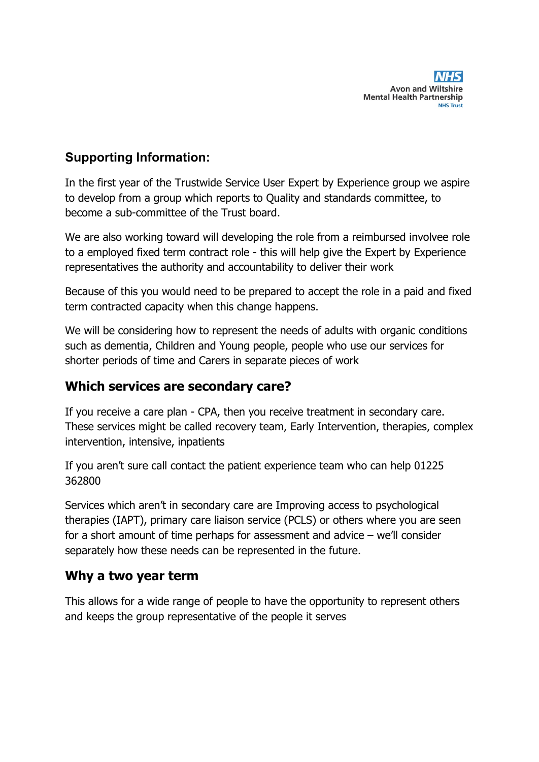## Supporting Information:

In the first year of the Trustwide Service User Expert by Experience group we aspire to develop from a group which reports to Quality and standards committee, to become a sub-committee of the Trust board.

We are also working toward will developing the role from a reimbursed involvee role to a employed fixed term contract role - this will help give the Expert by Experience representatives the authority and accountability to deliver their work

Because of this you would need to be prepared to accept the role in a paid and fixed term contracted capacity when this change happens.

We will be considering how to represent the needs of adults with organic conditions such as dementia, Children and Young people, people who use our services for shorter periods of time and Carers in separate pieces of work

## Which services are secondary care?

If you receive a care plan - CPA, then you receive treatment in secondary care. These services might be called recovery team, Early Intervention, therapies, complex intervention, intensive, inpatients

If you aren't sure call contact the patient experience team who can help 01225 362800

Services which aren't in secondary care are Improving access to psychological therapies (IAPT), primary care liaison service (PCLS) or others where you are seen for a short amount of time perhaps for assessment and advice – we'll consider separately how these needs can be represented in the future.

## Why a two year term

This allows for a wide range of people to have the opportunity to represent others and keeps the group representative of the people it serves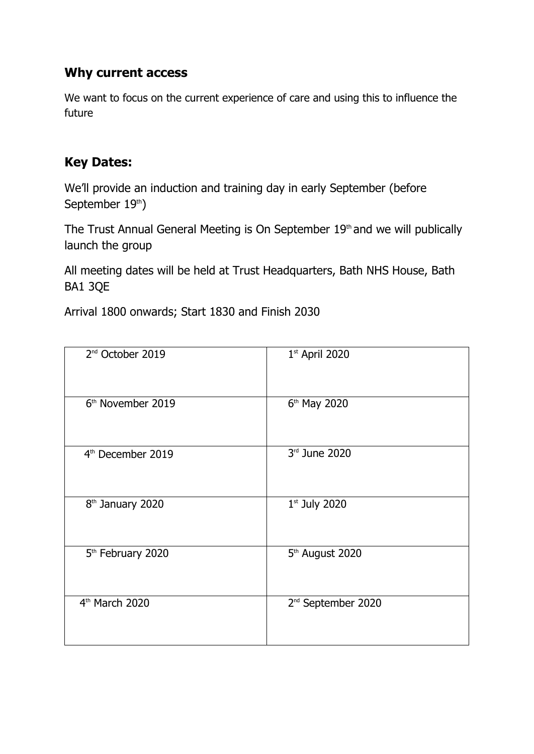## Why current access

We want to focus on the current experience of care and using this to influence the future

## Key Dates:

We'll provide an induction and training day in early September (before September 19th)

The Trust Annual General Meeting is On September 19th and we will publically launch the group

All meeting dates will be held at Trust Headquarters, Bath NHS House, Bath BA1 3QE

Arrival 1800 onwards; Start 1830 and Finish 2030

| | |
|---|---|
| 2nd October 2019 | 1st April 2020 |
| 6th November 2019 | 6th May 2020 |
| 4th December 2019 | 3rd June 2020 |
| 8th January 2020 | 1st July 2020 |
| 5th February 2020 | 5th August 2020 |
| 4th March 2020 | 2nd September 2020 |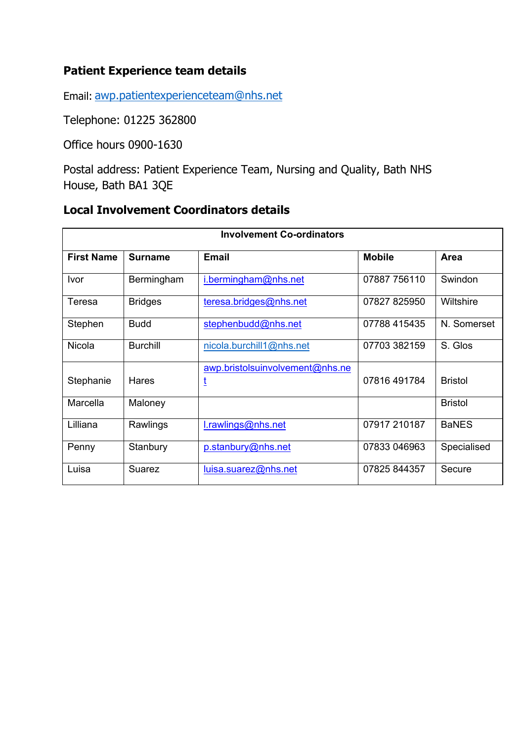## Patient Experience team details

Email: awp.patientexperienceteam@nhs.net

Telephone: 01225 362800

Office hours 0900-1630

Postal address: Patient Experience Team, Nursing and Quality, Bath NHS House, Bath BA1 3QE

## Local Involvement Coordinators details

| Involvement Co-ordinators | | | | |
|---|---|---|---|---|
| **First Name** | **Surname** | **Email** | **Mobile** | **Area** |
| Ivor | Bermingham | i.bermingham@nhs.net | 07887 756110 | Swindon |
| Teresa | Bridges | teresa.bridges@nhs.net | 07827 825950 | Wiltshire |
| Stephen | Budd | stephenbudd@nhs.net | 07788 415435 | N. Somerset |
| Nicola | Burchill | nicola.burchill1@nhs.net | 07703 382159 | S. Glos |
| Stephanie | Hares | awp.bristolsuinvolvement@nhs.net | 07816 491784 | Bristol |
| Marcella | Maloney | | | Bristol |
| Lilliana | Rawlings | l.rawlings@nhs.net | 07917 210187 | BaNES |
| Penny | Stanbury | p.stanbury@nhs.net | 07833 046963 | Specialised |
| Luisa | Suarez | luisa.suarez@nhs.net | 07825 844357 | Secure |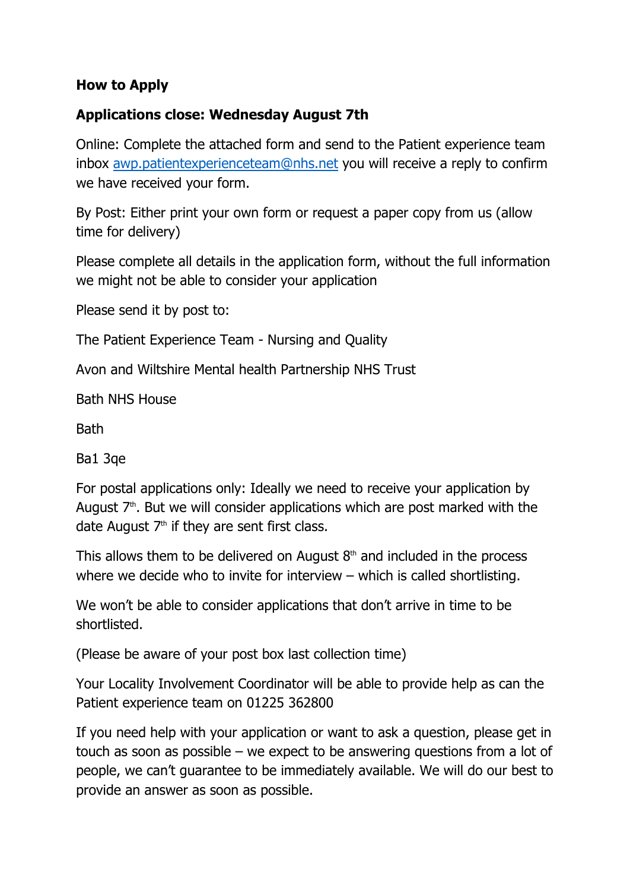**How to Apply**

**Applications close: Wednesday August 7th**

Online: Complete the attached form and send to the Patient experience team inbox awp.patientexperienceteam@nhs.net you will receive a reply to confirm we have received your form.

By Post: Either print your own form or request a paper copy from us (allow time for delivery)

Please complete all details in the application form, without the full information we might not be able to consider your application

Please send it by post to:

The Patient Experience Team - Nursing and Quality

Avon and Wiltshire Mental health Partnership NHS Trust

Bath NHS House

Bath

Ba1 3qe

For postal applications only: Ideally we need to receive your application by August 7th. But we will consider applications which are post marked with the date August 7th if they are sent first class.

This allows them to be delivered on August 8th and included in the process where we decide who to invite for interview – which is called shortlisting.

We won't be able to consider applications that don't arrive in time to be shortlisted.

(Please be aware of your post box last collection time)

Your Locality Involvement Coordinator will be able to provide help as can the Patient experience team on 01225 362800

If you need help with your application or want to ask a question, please get in touch as soon as possible – we expect to be answering questions from a lot of people, we can't guarantee to be immediately available. We will do our best to provide an answer as soon as possible.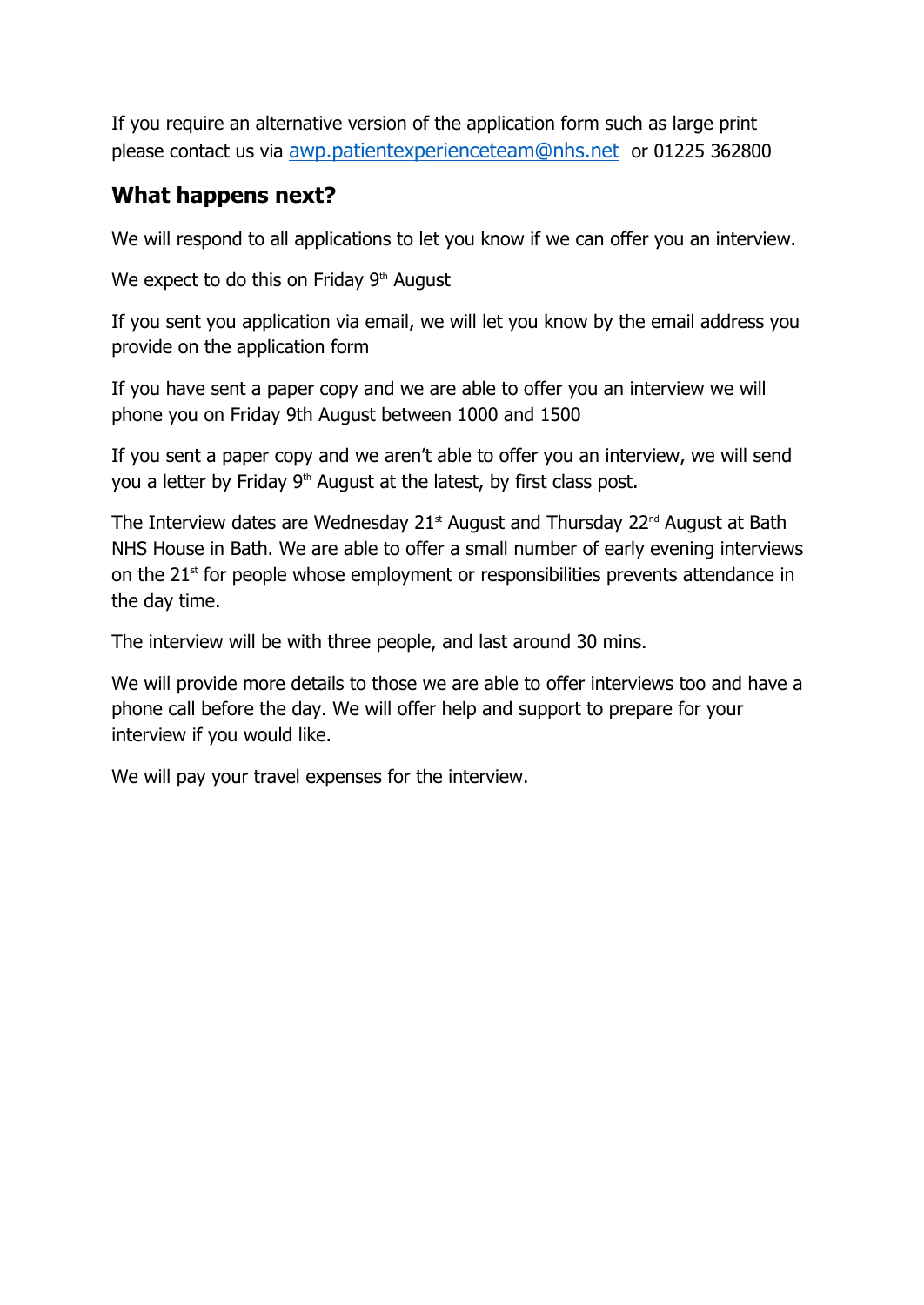If you require an alternative version of the application form such as large print please contact us via [awp.patientexperienceteam@nhs.net](mailto:awp.patientexperienceteam@nhs.net) or 01225 362800

## What happens next?

We will respond to all applications to let you know if we can offer you an interview.

We expect to do this on Friday 9th August

If you sent you application via email, we will let you know by the email address you provide on the application form

If you have sent a paper copy and we are able to offer you an interview we will phone you on Friday 9th August between 1000 and 1500

If you sent a paper copy and we aren't able to offer you an interview, we will send you a letter by Friday 9th August at the latest, by first class post.

The Interview dates are Wednesday 21st August and Thursday 22nd August at Bath NHS House in Bath. We are able to offer a small number of early evening interviews on the 21st for people whose employment or responsibilities prevents attendance in the day time.

The interview will be with three people, and last around 30 mins.

We will provide more details to those we are able to offer interviews too and have a phone call before the day. We will offer help and support to prepare for your interview if you would like.

We will pay your travel expenses for the interview.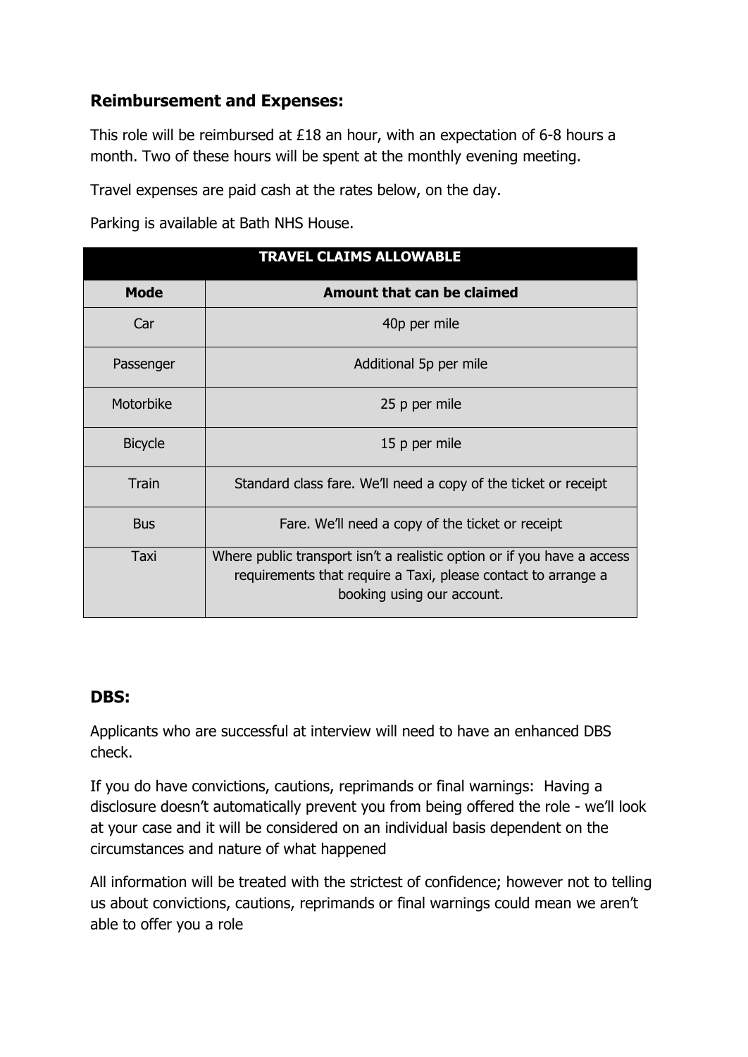## Reimbursement and Expenses:

This role will be reimbursed at £18 an hour, with an expectation of 6-8 hours a month. Two of these hours will be spent at the monthly evening meeting.

Travel expenses are paid cash at the rates below, on the day.

Parking is available at Bath NHS House.

| TRAVEL CLAIMS ALLOWABLE | |
|---|---|
| **Mode** | **Amount that can be claimed** |
| Car | 40p per mile |
| Passenger | Additional 5p per mile |
| Motorbike | 25 p per mile |
| Bicycle | 15 p per mile |
| Train | Standard class fare. We'll need a copy of the ticket or receipt |
| Bus | Fare. We'll need a copy of the ticket or receipt |
| Taxi | Where public transport isn't a realistic option or if you have a access requirements that require a Taxi, please contact to arrange a booking using our account. |

## DBS:

Applicants who are successful at interview will need to have an enhanced DBS check.

If you do have convictions, cautions, reprimands or final warnings: Having a disclosure doesn't automatically prevent you from being offered the role - we'll look at your case and it will be considered on an individual basis dependent on the circumstances and nature of what happened

All information will be treated with the strictest of confidence; however not to telling us about convictions, cautions, reprimands or final warnings could mean we aren't able to offer you a role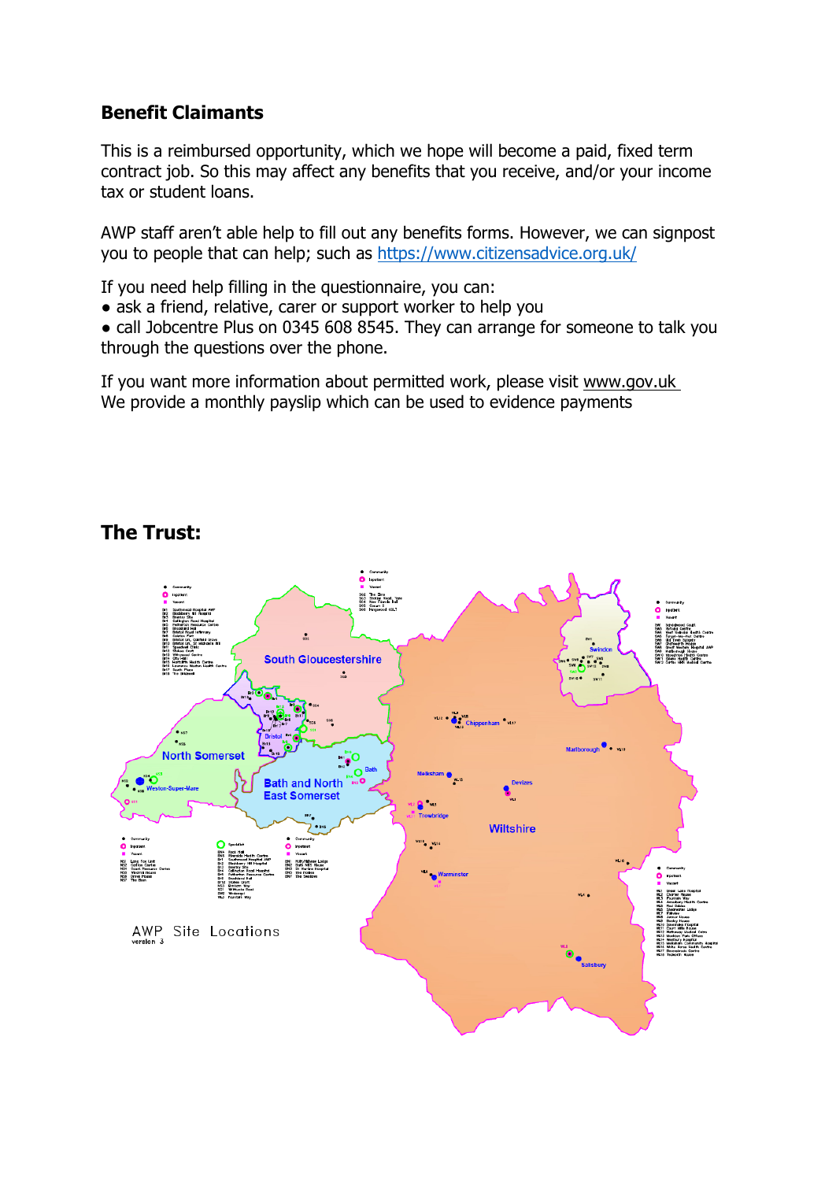## Benefit Claimants

This is a reimbursed opportunity, which we hope will become a paid, fixed term contract job. So this may affect any benefits that you receive, and/or your income tax or student loans.

AWP staff aren't able help to fill out any benefits forms. However, we can signpost you to people that can help; such as https://www.citizensadvice.org.uk/

If you need help filling in the questionnaire, you can:

- ask a friend, relative, carer or support worker to help you
- call Jobcentre Plus on 0345 608 8545. They can arrange for someone to talk you through the questions over the phone.

If you want more information about permitted work, please visit www.gov.uk
We provide a monthly payslip which can be used to evidence payments

## The Trust:

South Gloucestershire

Swindon

Chippenham

Marlborough

North Somerset

Bristol

Bath

Weston-Super-Mare

Bath and North East Somerset

Melksham

Devizes

Trowbridge

Wiltshire

Warminster

Salisbury

AWP Site Locations
version 3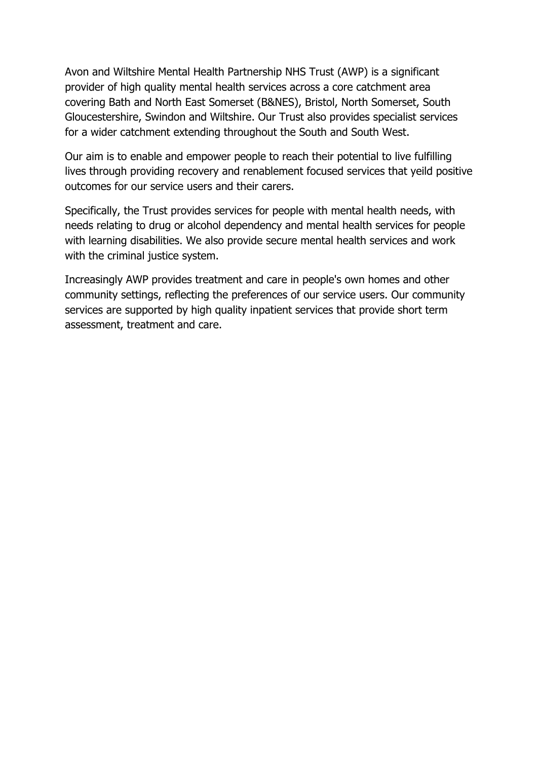Avon and Wiltshire Mental Health Partnership NHS Trust (AWP) is a significant provider of high quality mental health services across a core catchment area covering Bath and North East Somerset (B&NES), Bristol, North Somerset, South Gloucestershire, Swindon and Wiltshire. Our Trust also provides specialist services for a wider catchment extending throughout the South and South West.

Our aim is to enable and empower people to reach their potential to live fulfilling lives through providing recovery and renablement focused services that yeild positive outcomes for our service users and their carers.

Specifically, the Trust provides services for people with mental health needs, with needs relating to drug or alcohol dependency and mental health services for people with learning disabilities. We also provide secure mental health services and work with the criminal justice system.

Increasingly AWP provides treatment and care in people's own homes and other community settings, reflecting the preferences of our service users. Our community services are supported by high quality inpatient services that provide short term assessment, treatment and care.